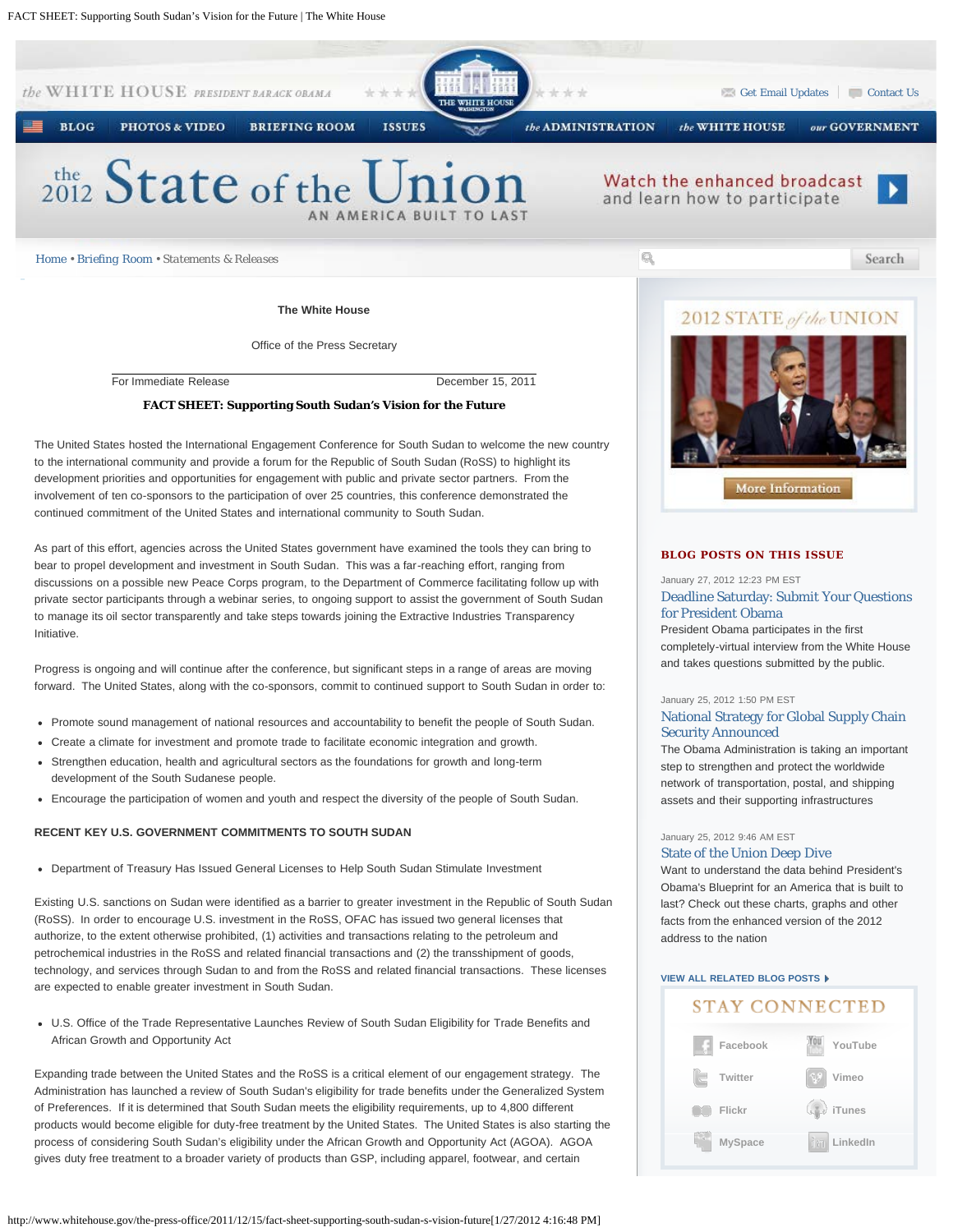The White House

Office of the Press Secretary

For Immediate Release December 15, 2011

# FACT SHEET: Supporting South Sudan's Vision for the Future

The United States hosted the International Engagement Conference for South Sudan to welcome the new country to the international community and provide a forum for the Republic of South Sudan (RoSS) to highlight its development priorities and opportunities for engagement with public and private sector partners. From the involvement of ten co-sponsors to the participation of over 25 countries, this conference demonstrated the continued commitment of the United States and international community to South Sudan.

As part of this effort, agencies across the United States government have examined the tools they can bring to bear to propel development and investment in South Sudan. This was a far-reaching effort, ranging from discussions on a possible new Peace Corps program, to the Department of Commerce facilitating follow up with private sector participants through a webinar series, to ongoing support to assist the government of South Sudan to manage its oil sector transparently and take steps towards joining the Extractive Industries Transparency Initiative.

Progress is ongoing and will continue after the conference, but significant steps in a range of areas are moving forward. The United States, along with the co-sponsors, commit to continued support to South Sudan in order to:

- Promote sound management of national resources and accountability to benefit the people of South Sudan.
- Create a climate for investment and promote trade to facilitate economic integration and growth.
- Strengthen education, health and agricultural sectors as the foundations for growth and long-term development of the South Sudanese people.
- Encourage the participation of women and youth and respect the diversity of the people of South Sudan.

## RECENT KEY U.S. GOVERNMENT COMMITMENTS TO SOUTH SUDAN

- Department of Treasury Has Issued General Licenses to Help South Sudan Stimulate Investment

Existing U.S. sanctions on Sudan were identified as a barrier to greater investment in the Republic of South Sudan (RoSS). In order to encourage U.S. investment in the RoSS, OFAC has issued two general licenses that authorize, to the extent otherwise prohibited, (1) activities and transactions relating to the petroleum and petrochemical industries in the RoSS and related financial transactions and (2) the transshipment of goods, technology, and services through Sudan to and from the RoSS and related financial transactions. These licenses are expected to enable greater investment in South Sudan.

- U.S. Office of the Trade Representative Launches Review of South Sudan Eligibility for Trade Benefits and African Growth and Opportunity Act

Expanding trade between the United States and the RoSS is a critical element of our engagement strategy. The Administration has launched a review of South Sudan's eligibility for trade benefits under the Generalized System of Preferences. If it is determined that South Sudan meets the eligibility requirements, up to 4,800 different products would become eligible for duty-free treatment by the United States. The United States is also starting the process of considering South Sudan's eligibility under the African Growth and Opportunity Act (AGOA). AGOA gives duty free treatment to a broader variety of products than GSP, including apparel, footwear, and certain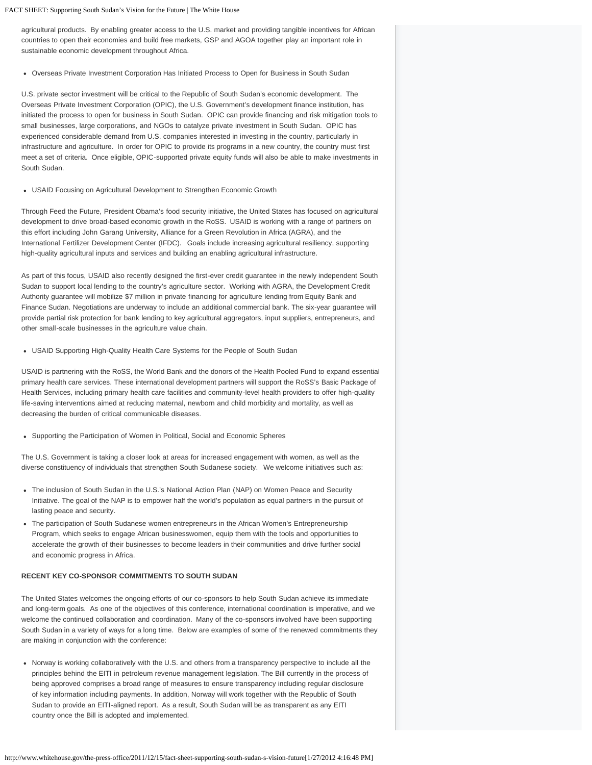agricultural products. By enabling greater access to the U.S. market and providing tangible incentives for African countries to open their economies and build free markets, GSP and AGOA together play an important role in sustainable economic development throughout Africa.

- Overseas Private Investment Corporation Has Initiated Process to Open for Business in South Sudan

U.S. private sector investment will be critical to the Republic of South Sudan's economic development. The Overseas Private Investment Corporation (OPIC), the U.S. Government's development finance institution, has initiated the process to open for business in South Sudan. OPIC can provide financing and risk mitigation tools to small businesses, large corporations, and NGOs to catalyze private investment in South Sudan. OPIC has experienced considerable demand from U.S. companies interested in investing in the country, particularly in infrastructure and agriculture. In order for OPIC to provide its programs in a new country, the country must first meet a set of criteria. Once eligible, OPIC-supported private equity funds will also be able to make investments in South Sudan.

- USAID Focusing on Agricultural Development to Strengthen Economic Growth

Through Feed the Future, President Obama's food security initiative, the United States has focused on agricultural development to drive broad-based economic growth in the RoSS. USAID is working with a range of partners on this effort including John Garang University, Alliance for a Green Revolution in Africa (AGRA), and the International Fertilizer Development Center (IFDC). Goals include increasing agricultural resiliency, supporting high-quality agricultural inputs and services and building an enabling agricultural infrastructure.

As part of this focus, USAID also recently designed the first-ever credit guarantee in the newly independent South Sudan to support local lending to the country's agriculture sector. Working with AGRA, the Development Credit Authority guarantee will mobilize $7 million in private financing for agriculture lending from Equity Bank and Finance Sudan. Negotiations are underway to include an additional commercial bank. The six-year guarantee will provide partial risk protection for bank lending to key agricultural aggregators, input suppliers, entrepreneurs, and other small-scale businesses in the agriculture value chain.

- USAID Supporting High-Quality Health Care Systems for the People of South Sudan

USAID is partnering with the RoSS, the World Bank and the donors of the Health Pooled Fund to expand essential primary health care services. These international development partners will support the RoSS's Basic Package of Health Services, including primary health care facilities and community-level health providers to offer high-quality life-saving interventions aimed at reducing maternal, newborn and child morbidity and mortality, as well as decreasing the burden of critical communicable diseases.

- Supporting the Participation of Women in Political, Social and Economic Spheres

The U.S. Government is taking a closer look at areas for increased engagement with women, as well as the diverse constituency of individuals that strengthen South Sudanese society. We welcome initiatives such as:

- The inclusion of South Sudan in the U.S.'s National Action Plan (NAP) on Women Peace and Security Initiative. The goal of the NAP is to empower half the world's population as equal partners in the pursuit of lasting peace and security.
- The participation of South Sudanese women entrepreneurs in the African Women's Entrepreneurship Program, which seeks to engage African businesswomen, equip them with the tools and opportunities to accelerate the growth of their businesses to become leaders in their communities and drive further social and economic progress in Africa.

**RECENT KEY CO-SPONSOR COMMITMENTS TO SOUTH SUDAN**

The United States welcomes the ongoing efforts of our co-sponsors to help South Sudan achieve its immediate and long-term goals. As one of the objectives of this conference, international coordination is imperative, and we welcome the continued collaboration and coordination. Many of the co-sponsors involved have been supporting South Sudan in a variety of ways for a long time. Below are examples of some of the renewed commitments they are making in conjunction with the conference:

- Norway is working collaboratively with the U.S. and others from a transparency perspective to include all the principles behind the EITI in petroleum revenue management legislation. The Bill currently in the process of being approved comprises a broad range of measures to ensure transparency including regular disclosure of key information including payments. In addition, Norway will work together with the Republic of South Sudan to provide an EITI-aligned report. As a result, South Sudan will be as transparent as any EITI country once the Bill is adopted and implemented.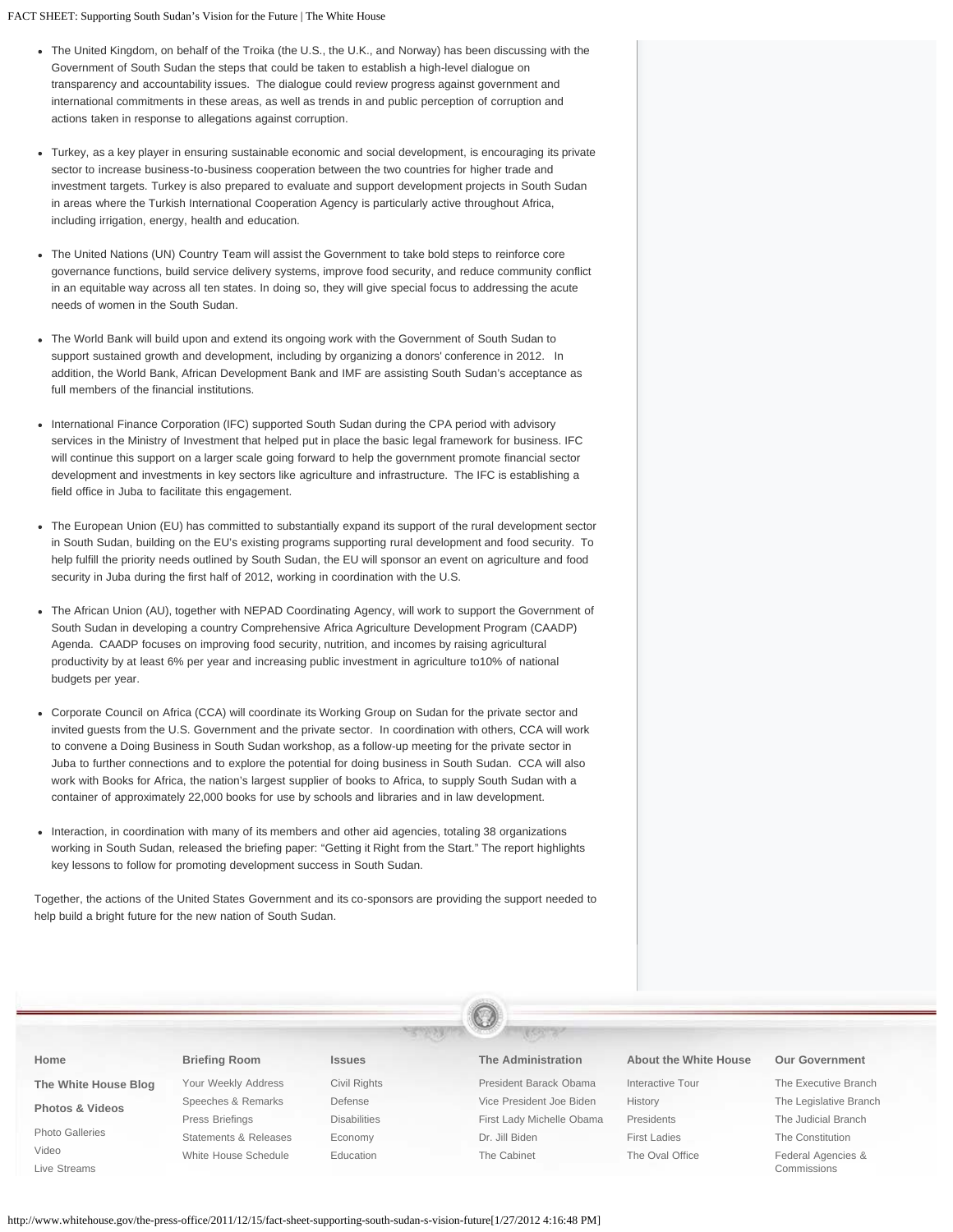- The United Kingdom, on behalf of the Troika (the U.S., the U.K., and Norway) has been discussing with the Government of South Sudan the steps that could be taken to establish a high-level dialogue on transparency and accountability issues. The dialogue could review progress against government and international commitments in these areas, as well as trends in and public perception of corruption and actions taken in response to allegations against corruption.

- Turkey, as a key player in ensuring sustainable economic and social development, is encouraging its private sector to increase business-to-business cooperation between the two countries for higher trade and investment targets. Turkey is also prepared to evaluate and support development projects in South Sudan in areas where the Turkish International Cooperation Agency is particularly active throughout Africa, including irrigation, energy, health and education.

- The United Nations (UN) Country Team will assist the Government to take bold steps to reinforce core governance functions, build service delivery systems, improve food security, and reduce community conflict in an equitable way across all ten states. In doing so, they will give special focus to addressing the acute needs of women in the South Sudan.

- The World Bank will build upon and extend its ongoing work with the Government of South Sudan to support sustained growth and development, including by organizing a donors' conference in 2012. In addition, the World Bank, African Development Bank and IMF are assisting South Sudan's acceptance as full members of the financial institutions.

- International Finance Corporation (IFC) supported South Sudan during the CPA period with advisory services in the Ministry of Investment that helped put in place the basic legal framework for business. IFC will continue this support on a larger scale going forward to help the government promote financial sector development and investments in key sectors like agriculture and infrastructure. The IFC is establishing a field office in Juba to facilitate this engagement.

- The European Union (EU) has committed to substantially expand its support of the rural development sector in South Sudan, building on the EU's existing programs supporting rural development and food security. To help fulfill the priority needs outlined by South Sudan, the EU will sponsor an event on agriculture and food security in Juba during the first half of 2012, working in coordination with the U.S.

- The African Union (AU), together with NEPAD Coordinating Agency, will work to support the Government of South Sudan in developing a country Comprehensive Africa Agriculture Development Program (CAADP) Agenda. CAADP focuses on improving food security, nutrition, and incomes by raising agricultural productivity by at least 6% per year and increasing public investment in agriculture to10% of national budgets per year.

- Corporate Council on Africa (CCA) will coordinate its Working Group on Sudan for the private sector and invited guests from the U.S. Government and the private sector. In coordination with others, CCA will work to convene a Doing Business in South Sudan workshop, as a follow-up meeting for the private sector in Juba to further connections and to explore the potential for doing business in South Sudan. CCA will also work with Books for Africa, the nation's largest supplier of books to Africa, to supply South Sudan with a container of approximately 22,000 books for use by schools and libraries and in law development.

- Interaction, in coordination with many of its members and other aid agencies, totaling 38 organizations working in South Sudan, released the briefing paper: "Getting it Right from the Start." The report highlights key lessons to follow for promoting development success in South Sudan.

Together, the actions of the United States Government and its co-sponsors are providing the support needed to help build a bright future for the new nation of South Sudan.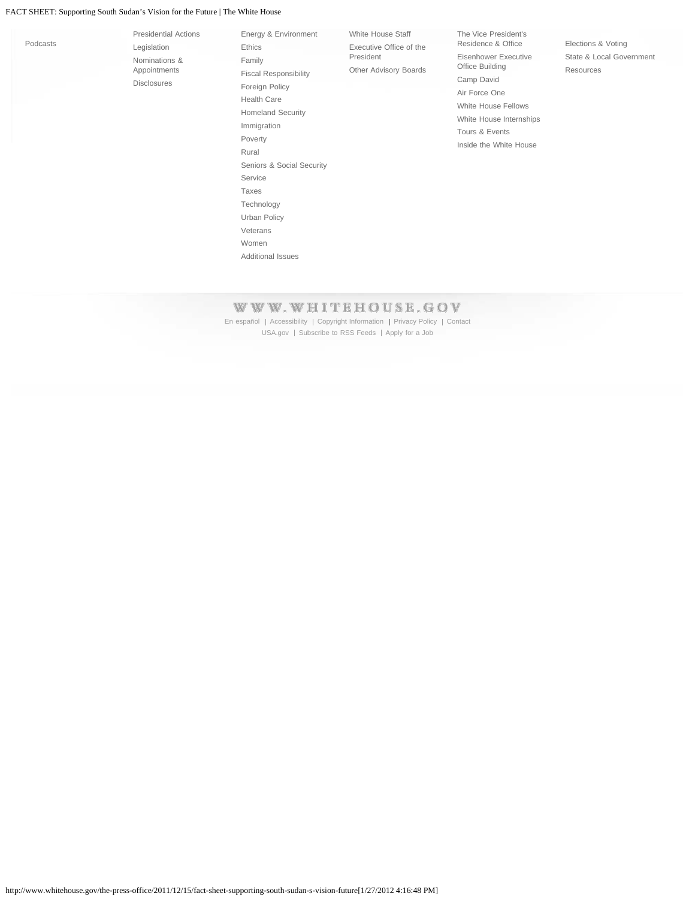Podcasts

Presidential Actions
Legislation
Nominations & Appointments
Disclosures

Energy & Environment
Ethics
Family
Fiscal Responsibility
Foreign Policy
Health Care
Homeland Security
Immigration
Poverty
Rural
Seniors & Social Security
Service
Taxes
Technology
Urban Policy
Veterans
Women
Additional Issues

White House Staff
Executive Office of the President
Other Advisory Boards

The Vice President's Residence & Office
Eisenhower Executive Office Building
Camp David
Air Force One
White House Fellows
White House Internships
Tours & Events
Inside the White House

Elections & Voting
State & Local Government
Resources

WWW.WHITEHOUSE.GOV

En español | Accessibility | Copyright Information | Privacy Policy | Contact
USA.gov | Subscribe to RSS Feeds | Apply for a Job